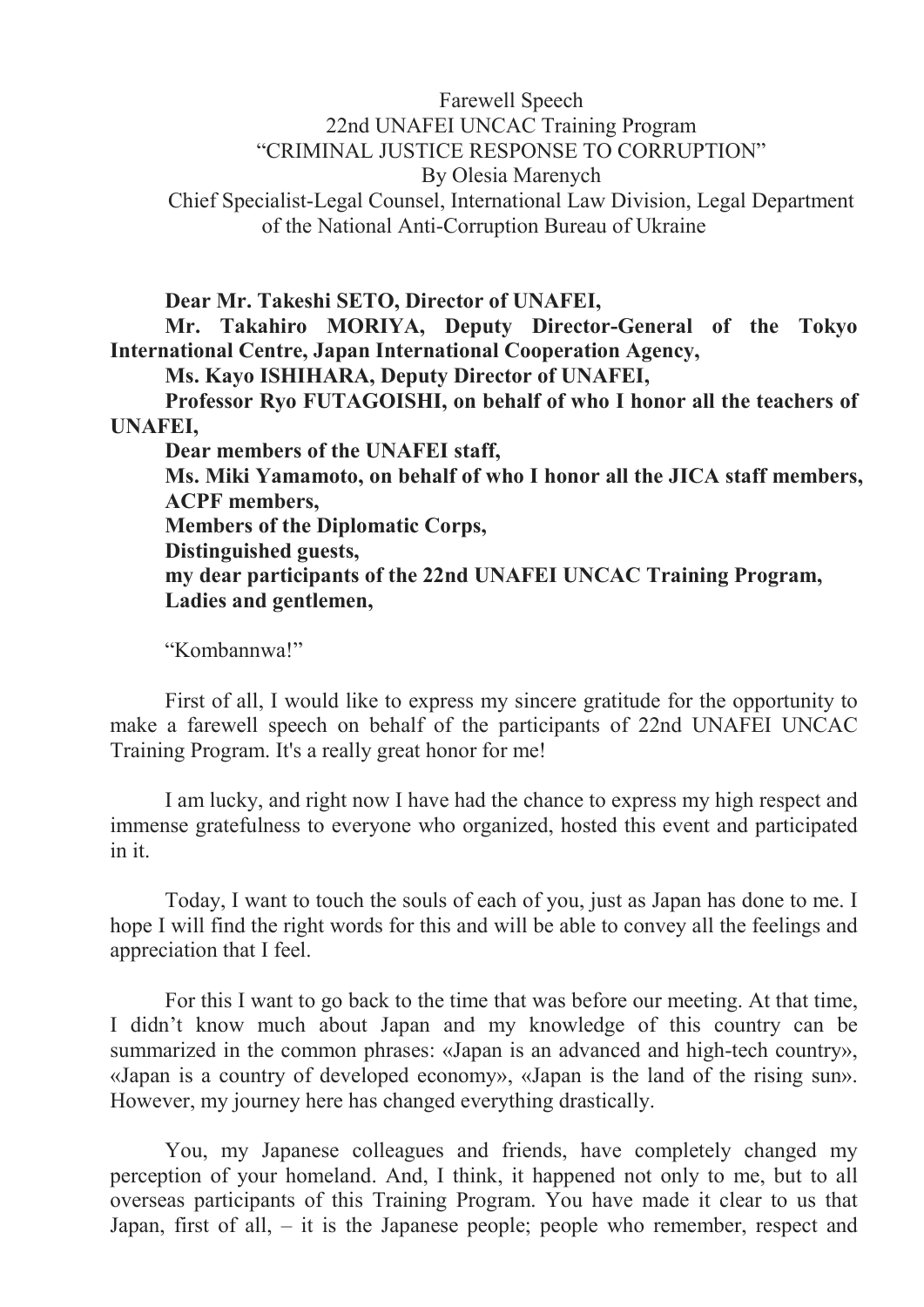Farewell Speech
22nd UNAFEI UNCAC Training Program
"CRIMINAL JUSTICE RESPONSE TO CORRUPTION"
By Olesia Marenych
Chief Specialist-Legal Counsel, International Law Division, Legal Department of the National Anti-Corruption Bureau of Ukraine

**Dear Mr. Takeshi SETO, Director of UNAFEI,**
**Mr. Takahiro MORIYA, Deputy Director-General of the Tokyo International Centre, Japan International Cooperation Agency,**
**Ms. Kayo ISHIHARA, Deputy Director of UNAFEI,**
**Professor Ryo FUTAGOISHI, on behalf of who I honor all the teachers of UNAFEI,**
**Dear members of the UNAFEI staff,**
**Ms. Miki Yamamoto, on behalf of who I honor all the JICA staff members,**
**ACPF members,**
**Members of the Diplomatic Corps,**
**Distinguished guests,**
**my dear participants of the 22nd UNAFEI UNCAC Training Program,**
**Ladies and gentlemen,**

"Kombannwa!"

First of all, I would like to express my sincere gratitude for the opportunity to make a farewell speech on behalf of the participants of 22nd UNAFEI UNCAC Training Program. It's a really great honor for me!

I am lucky, and right now I have had the chance to express my high respect and immense gratefulness to everyone who organized, hosted this event and participated in it.

Today, I want to touch the souls of each of you, just as Japan has done to me. I hope I will find the right words for this and will be able to convey all the feelings and appreciation that I feel.

For this I want to go back to the time that was before our meeting. At that time, I didn't know much about Japan and my knowledge of this country can be summarized in the common phrases: «Japan is an advanced and high-tech country», «Japan is a country of developed economy», «Japan is the land of the rising sun». However, my journey here has changed everything drastically.

You, my Japanese colleagues and friends, have completely changed my perception of your homeland. And, I think, it happened not only to me, but to all overseas participants of this Training Program. You have made it clear to us that Japan, first of all, – it is the Japanese people; people who remember, respect and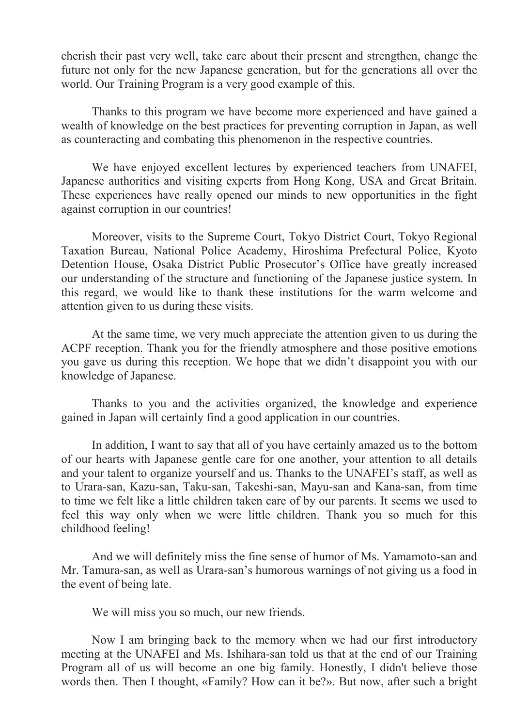cherish their past very well, take care about their present and strengthen, change the future not only for the new Japanese generation, but for the generations all over the world. Our Training Program is a very good example of this.

Thanks to this program we have become more experienced and have gained a wealth of knowledge on the best practices for preventing corruption in Japan, as well as counteracting and combating this phenomenon in the respective countries.

We have enjoyed excellent lectures by experienced teachers from UNAFEI, Japanese authorities and visiting experts from Hong Kong, USA and Great Britain. These experiences have really opened our minds to new opportunities in the fight against corruption in our countries!

Moreover, visits to the Supreme Court, Tokyo District Court, Tokyo Regional Taxation Bureau, National Police Academy, Hiroshima Prefectural Police, Kyoto Detention House, Osaka District Public Prosecutor's Office have greatly increased our understanding of the structure and functioning of the Japanese justice system. In this regard, we would like to thank these institutions for the warm welcome and attention given to us during these visits.

At the same time, we very much appreciate the attention given to us during the ACPF reception. Thank you for the friendly atmosphere and those positive emotions you gave us during this reception. We hope that we didn't disappoint you with our knowledge of Japanese.

Thanks to you and the activities organized, the knowledge and experience gained in Japan will certainly find a good application in our countries.

In addition, I want to say that all of you have certainly amazed us to the bottom of our hearts with Japanese gentle care for one another, your attention to all details and your talent to organize yourself and us. Thanks to the UNAFEI's staff, as well as to Urara-san, Kazu-san, Taku-san, Takeshi-san, Mayu-san and Kana-san, from time to time we felt like a little children taken care of by our parents. It seems we used to feel this way only when we were little children. Thank you so much for this childhood feeling!

And we will definitely miss the fine sense of humor of Ms. Yamamoto-san and Mr. Tamura-san, as well as Urara-san's humorous warnings of not giving us a food in the event of being late.

We will miss you so much, our new friends.

Now I am bringing back to the memory when we had our first introductory meeting at the UNAFEI and Ms. Ishihara-san told us that at the end of our Training Program all of us will become an one big family. Honestly, I didn't believe those words then. Then I thought, «Family? How can it be?». But now, after such a bright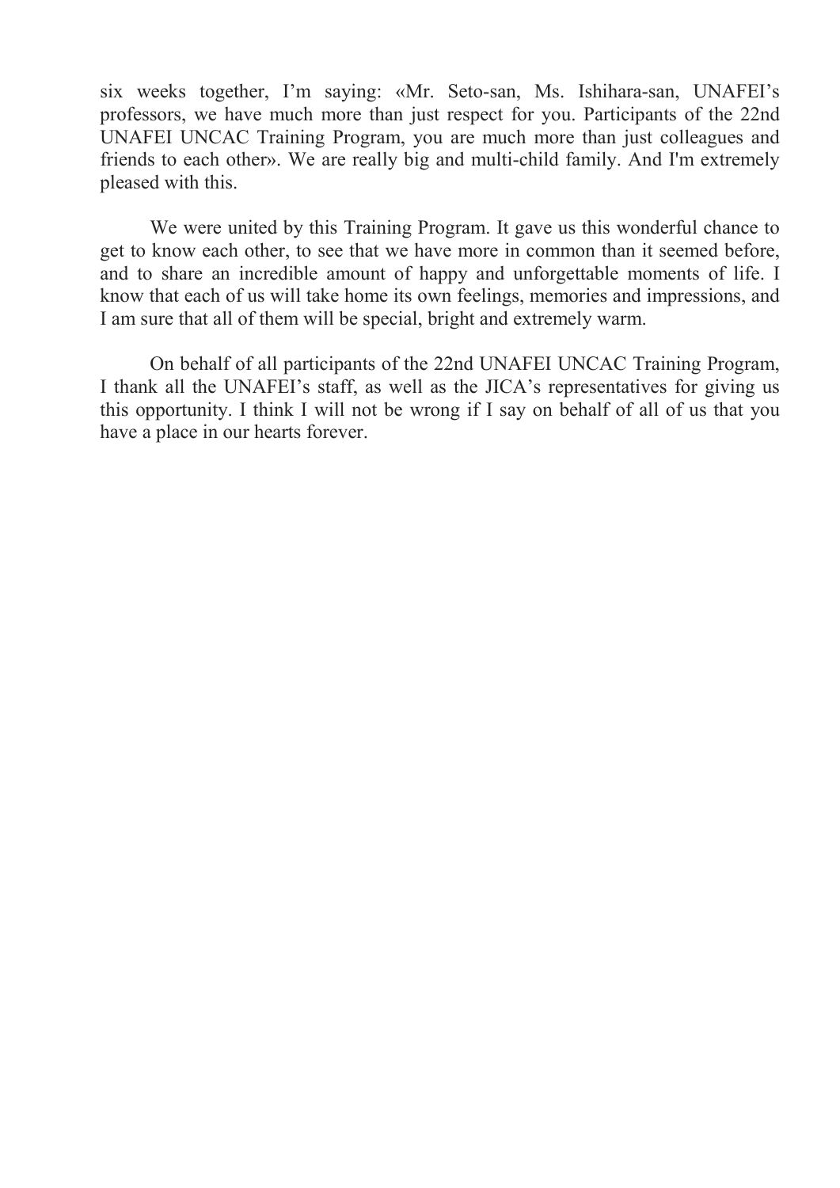six weeks together, I'm saying: «Mr. Seto-san, Ms. Ishihara-san, UNAFEI's professors, we have much more than just respect for you. Participants of the 22nd UNAFEI UNCAC Training Program, you are much more than just colleagues and friends to each other». We are really big and multi-child family. And I'm extremely pleased with this.

We were united by this Training Program. It gave us this wonderful chance to get to know each other, to see that we have more in common than it seemed before, and to share an incredible amount of happy and unforgettable moments of life. I know that each of us will take home its own feelings, memories and impressions, and I am sure that all of them will be special, bright and extremely warm.

On behalf of all participants of the 22nd UNAFEI UNCAC Training Program, I thank all the UNAFEI's staff, as well as the JICA's representatives for giving us this opportunity. I think I will not be wrong if I say on behalf of all of us that you have a place in our hearts forever.